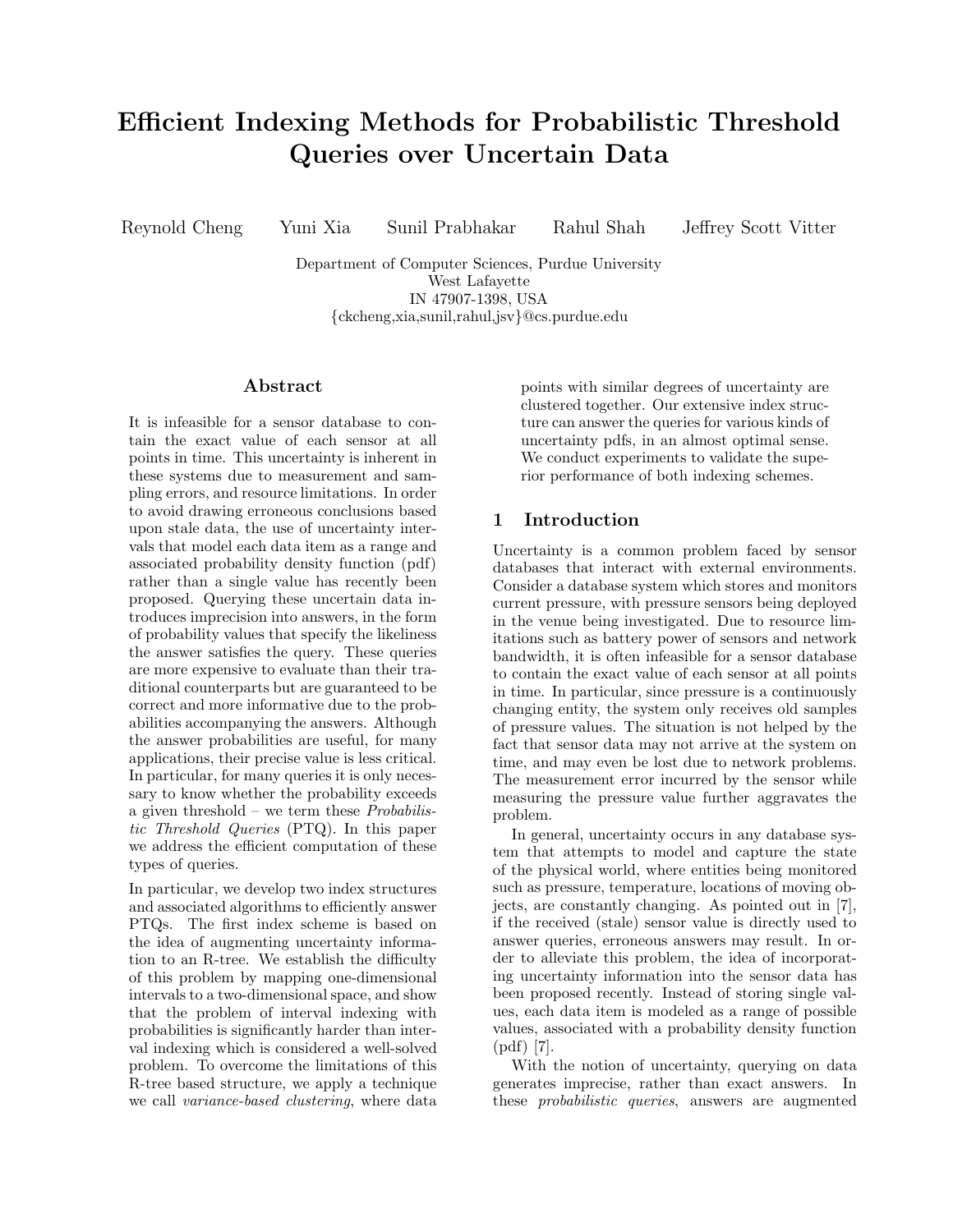# Efficient Indexing Methods for Probabilistic Threshold Queries over Uncertain Data

Reynold Cheng Yuni Xia Sunil Prabhakar Rahul Shah Jeffrey Scott Vitter

Department of Computer Sciences, Purdue University
West Lafayette
IN 47907-1398, USA
{ckcheng,xia,sunil,rahul,jsv}@cs.purdue.edu

## Abstract

It is infeasible for a sensor database to contain the exact value of each sensor at all points in time. This uncertainty is inherent in these systems due to measurement and sampling errors, and resource limitations. In order to avoid drawing erroneous conclusions based upon stale data, the use of uncertainty intervals that model each data item as a range and associated probability density function (pdf) rather than a single value has recently been proposed. Querying these uncertain data introduces imprecision into answers, in the form of probability values that specify the likeliness the answer satisfies the query. These queries are more expensive to evaluate than their traditional counterparts but are guaranteed to be correct and more informative due to the probabilities accompanying the answers. Although the answer probabilities are useful, for many applications, their precise value is less critical. In particular, for many queries it is only necessary to know whether the probability exceeds a given threshold – we term these *Probabilistic Threshold Queries* (PTQ). In this paper we address the efficient computation of these types of queries.

In particular, we develop two index structures and associated algorithms to efficiently answer PTQs. The first index scheme is based on the idea of augmenting uncertainty information to an R-tree. We establish the difficulty of this problem by mapping one-dimensional intervals to a two-dimensional space, and show that the problem of interval indexing with probabilities is significantly harder than interval indexing which is considered a well-solved problem. To overcome the limitations of this R-tree based structure, we apply a technique we call *variance-based clustering*, where data points with similar degrees of uncertainty are clustered together. Our extensive index structure can answer the queries for various kinds of uncertainty pdfs, in an almost optimal sense. We conduct experiments to validate the superior performance of both indexing schemes.

## 1 Introduction

Uncertainty is a common problem faced by sensor databases that interact with external environments. Consider a database system which stores and monitors current pressure, with pressure sensors being deployed in the venue being investigated. Due to resource limitations such as battery power of sensors and network bandwidth, it is often infeasible for a sensor database to contain the exact value of each sensor at all points in time. In particular, since pressure is a continuously changing entity, the system only receives old samples of pressure values. The situation is not helped by the fact that sensor data may not arrive at the system on time, and may even be lost due to network problems. The measurement error incurred by the sensor while measuring the pressure value further aggravates the problem.

In general, uncertainty occurs in any database system that attempts to model and capture the state of the physical world, where entities being monitored such as pressure, temperature, locations of moving objects, are constantly changing. As pointed out in [7], if the received (stale) sensor value is directly used to answer queries, erroneous answers may result. In order to alleviate this problem, the idea of incorporating uncertainty information into the sensor data has been proposed recently. Instead of storing single values, each data item is modeled as a range of possible values, associated with a probability density function (pdf) [7].

With the notion of uncertainty, querying on data generates imprecise, rather than exact answers. In these *probabilistic queries*, answers are augmented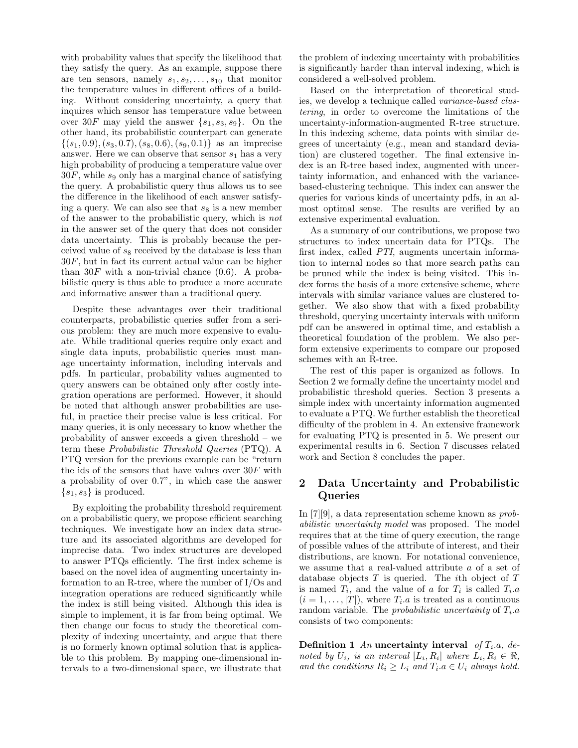with probability values that specify the likelihood that they satisfy the query. As an example, suppose there are ten sensors, namely $s_1, s_2, \ldots, s_{10}$ that monitor the temperature values in different offices of a building. Without considering uncertainty, a query that inquires which sensor has temperature value between over $30F$ may yield the answer $\{s_1, s_3, s_9\}$. On the other hand, its probabilistic counterpart can generate $\{(s_1, 0.9), (s_3, 0.7), (s_8, 0.6), (s_9, 0.1)\}$ as an imprecise answer. Here we can observe that sensor $s_1$ has a very high probability of producing a temperature value over $30F$, while $s_9$ only has a marginal chance of satisfying the query. A probabilistic query thus allows us to see the difference in the likelihood of each answer satisfying a query. We can also see that $s_8$ is a new member of the answer to the probabilistic query, which is *not* in the answer set of the query that does not consider data uncertainty. This is probably because the perceived value of $s_8$ received by the database is less than $30F$, but in fact its current actual value can be higher than $30F$ with a non-trivial chance (0.6). A probabilistic query is thus able to produce a more accurate and informative answer than a traditional query.

Despite these advantages over their traditional counterparts, probabilistic queries suffer from a serious problem: they are much more expensive to evaluate. While traditional queries require only exact and single data inputs, probabilistic queries must manage uncertainty information, including intervals and pdfs. In particular, probability values augmented to query answers can be obtained only after costly integration operations are performed. However, it should be noted that although answer probabilities are useful, in practice their precise value is less critical. For many queries, it is only necessary to know whether the probability of answer exceeds a given threshold – we term these *Probabilistic Threshold Queries* (PTQ). A PTQ version for the previous example can be "return the ids of the sensors that have values over $30F$ with a probability of over 0.7", in which case the answer $\{s_1, s_3\}$ is produced.

By exploiting the probability threshold requirement on a probabilistic query, we propose efficient searching techniques. We investigate how an index data structure and its associated algorithms are developed for imprecise data. Two index structures are developed to answer PTQs efficiently. The first index scheme is based on the novel idea of augmenting uncertainty information to an R-tree, where the number of I/Os and integration operations are reduced significantly while the index is still being visited. Although this idea is simple to implement, it is far from being optimal. We then change our focus to study the theoretical complexity of indexing uncertainty, and argue that there is no formerly known optimal solution that is applicable to this problem. By mapping one-dimensional intervals to a two-dimensional space, we illustrate that the problem of indexing uncertainty with probabilities is significantly harder than interval indexing, which is considered a well-solved problem.

Based on the interpretation of theoretical studies, we develop a technique called *variance-based clustering*, in order to overcome the limitations of the uncertainty-information-augmented R-tree structure. In this indexing scheme, data points with similar degrees of uncertainty (e.g., mean and standard deviation) are clustered together. The final extensive index is an R-tree based index, augmented with uncertainty information, and enhanced with the variance-based-clustering technique. This index can answer the queries for various kinds of uncertainty pdfs, in an almost optimal sense. The results are verified by an extensive experimental evaluation.

As a summary of our contributions, we propose two structures to index uncertain data for PTQs. The first index, called *PTI*, augments uncertain information to internal nodes so that more search paths can be pruned while the index is being visited. This index forms the basis of a more extensive scheme, where intervals with similar variance values are clustered together. We also show that with a fixed probability threshold, querying uncertainty intervals with uniform pdf can be answered in optimal time, and establish a theoretical foundation of the problem. We also perform extensive experiments to compare our proposed schemes with an R-tree.

The rest of this paper is organized as follows. In Section 2 we formally define the uncertainty model and probabilistic threshold queries. Section 3 presents a simple index with uncertainty information augmented to evaluate a PTQ. We further establish the theoretical difficulty of the problem in 4. An extensive framework for evaluating PTQ is presented in 5. We present our experimental results in 6. Section 7 discusses related work and Section 8 concludes the paper.

## 2 Data Uncertainty and Probabilistic Queries

In [7][9], a data representation scheme known as *probabilistic uncertainty model* was proposed. The model requires that at the time of query execution, the range of possible values of the attribute of interest, and their distributions, are known. For notational convenience, we assume that a real-valued attribute $a$ of a set of database objects $T$ is queried. The $i$th object of $T$ is named $T_i$, and the value of $a$ for $T_i$ is called $T_i.a$ ($i = 1, \ldots, |T|$), where $T_i.a$ is treated as a continuous random variable. The *probabilistic uncertainty* of $T_i.a$ consists of two components:

**Definition 1** *An* **uncertainty interval** *of $T_i.a$, denoted by $U_i$, is an interval $[L_i, R_i]$ where $L_i, R_i \in \Re$, and the conditions $R_i \geq L_i$ and $T_i.a \in U_i$ always hold.*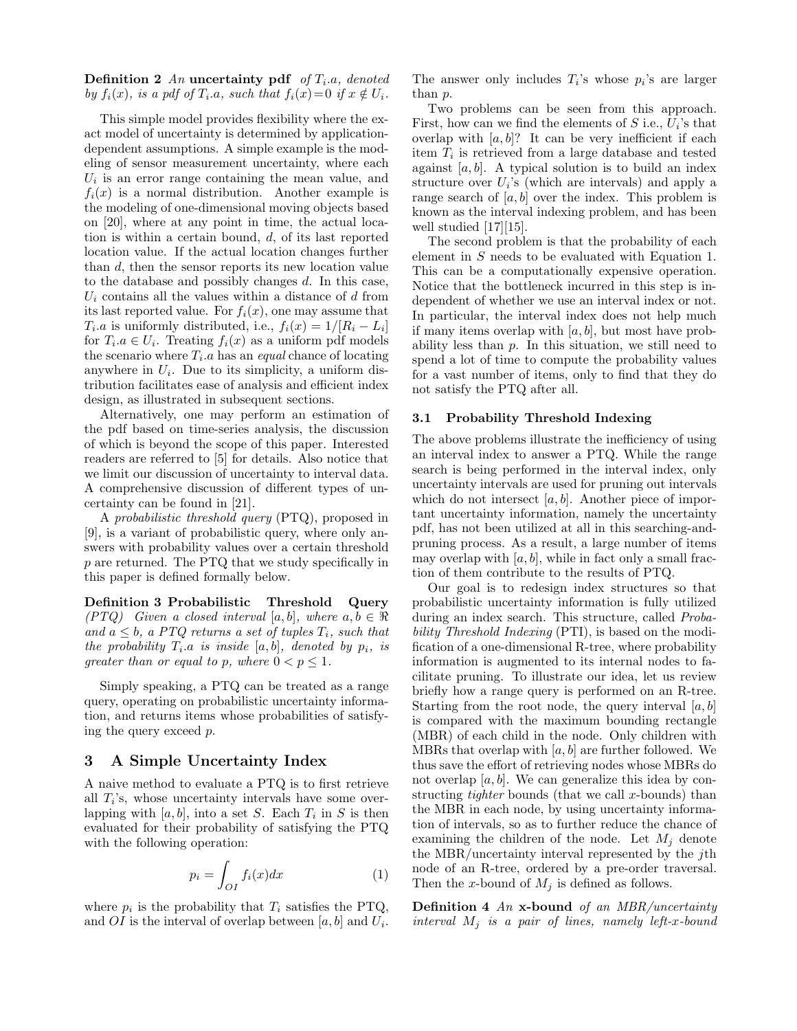**Definition 2** *An* **uncertainty pdf** *of $T_i.a$, denoted by $f_i(x)$, is a pdf of $T_i.a$, such that $f_i(x)=0$ if $x \notin U_i$.*

This simple model provides flexibility where the exact model of uncertainty is determined by application-dependent assumptions. A simple example is the modeling of sensor measurement uncertainty, where each $U_i$ is an error range containing the mean value, and $f_i(x)$ is a normal distribution. Another example is the modeling of one-dimensional moving objects based on [20], where at any point in time, the actual location is within a certain bound, $d$, of its last reported location value. If the actual location changes further than $d$, then the sensor reports its new location value to the database and possibly changes $d$. In this case, $U_i$ contains all the values within a distance of $d$ from its last reported value. For $f_i(x)$, one may assume that $T_i.a$ is uniformly distributed, i.e., $f_i(x) = 1/[R_i - L_i]$ for $T_i.a \in U_i$. Treating $f_i(x)$ as a uniform pdf models the scenario where $T_i.a$ has an *equal* chance of locating anywhere in $U_i$. Due to its simplicity, a uniform distribution facilitates ease of analysis and efficient index design, as illustrated in subsequent sections.

Alternatively, one may perform an estimation of the pdf based on time-series analysis, the discussion of which is beyond the scope of this paper. Interested readers are referred to [5] for details. Also notice that we limit our discussion of uncertainty to interval data. A comprehensive discussion of different types of uncertainty can be found in [21].

A *probabilistic threshold query* (PTQ), proposed in [9], is a variant of probabilistic query, where only answers with probability values over a certain threshold $p$ are returned. The PTQ that we study specifically in this paper is defined formally below.

**Definition 3 Probabilistic Threshold Query** *(PTQ) Given a closed interval $[a, b]$, where $a, b \in \Re$ and $a \leq b$, a PTQ returns a set of tuples $T_i$, such that the probability $T_i.a$ is inside $[a, b]$, denoted by $p_i$, is greater than or equal to $p$, where $0 < p \leq 1$.*

Simply speaking, a PTQ can be treated as a range query, operating on probabilistic uncertainty information, and returns items whose probabilities of satisfying the query exceed $p$.

## 3 A Simple Uncertainty Index

A naive method to evaluate a PTQ is to first retrieve all $T_i$'s, whose uncertainty intervals have some overlapping with $[a, b]$, into a set $S$. Each $T_i$ in $S$ is then evaluated for their probability of satisfying the PTQ with the following operation:

$$p_i = \int_{OI} f_i(x)dx \tag{1}$$

where $p_i$ is the probability that $T_i$ satisfies the PTQ, and $OI$ is the interval of overlap between $[a, b]$ and $U_i$. The answer only includes $T_i$'s whose $p_i$'s are larger than $p$.

Two problems can be seen from this approach. First, how can we find the elements of $S$ i.e., $U_i$'s that overlap with $[a, b]$? It can be very inefficient if each item $T_i$ is retrieved from a large database and tested against $[a, b]$. A typical solution is to build an index structure over $U_i$'s (which are intervals) and apply a range search of $[a, b]$ over the index. This problem is known as the interval indexing problem, and has been well studied [17][15].

The second problem is that the probability of each element in $S$ needs to be evaluated with Equation 1. This can be a computationally expensive operation. Notice that the bottleneck incurred in this step is independent of whether we use an interval index or not. In particular, the interval index does not help much if many items overlap with $[a, b]$, but most have probability less than $p$. In this situation, we still need to spend a lot of time to compute the probability values for a vast number of items, only to find that they do not satisfy the PTQ after all.

### 3.1 Probability Threshold Indexing

The above problems illustrate the inefficiency of using an interval index to answer a PTQ. While the range search is being performed in the interval index, only uncertainty intervals are used for pruning out intervals which do not intersect $[a, b]$. Another piece of important uncertainty information, namely the uncertainty pdf, has not been utilized at all in this searching-and-pruning process. As a result, a large number of items may overlap with $[a, b]$, while in fact only a small fraction of them contribute to the results of PTQ.

Our goal is to redesign index structures so that probabilistic uncertainty information is fully utilized during an index search. This structure, called *Probability Threshold Indexing* (PTI), is based on the modification of a one-dimensional R-tree, where probability information is augmented to its internal nodes to facilitate pruning. To illustrate our idea, let us review briefly how a range query is performed on an R-tree. Starting from the root node, the query interval $[a, b]$ is compared with the maximum bounding rectangle (MBR) of each child in the node. Only children with MBRs that overlap with $[a, b]$ are further followed. We thus save the effort of retrieving nodes whose MBRs do not overlap $[a, b]$. We can generalize this idea by constructing *tighter* bounds (that we call $x$-bounds) than the MBR in each node, by using uncertainty information of intervals, so as to further reduce the chance of examining the children of the node. Let $M_j$ denote the MBR/uncertainty interval represented by the $j$th node of an R-tree, ordered by a pre-order traversal. Then the $x$-bound of $M_j$ is defined as follows.

**Definition 4** *An* **x-bound** *of an MBR/uncertainty interval $M_j$ is a pair of lines, namely left-x-bound*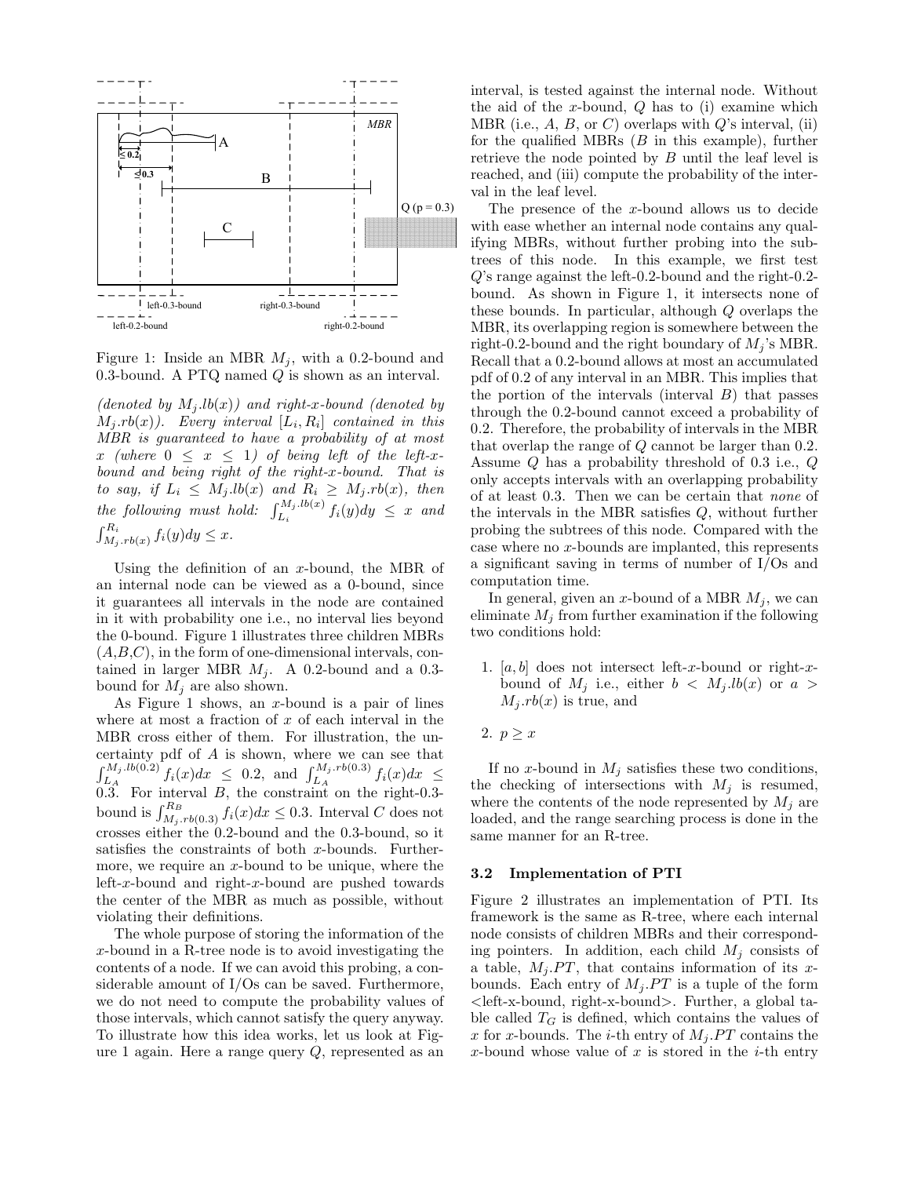Figure 1: Inside an MBR $M_j$, with a 0.2-bound and 0.3-bound. A PTQ named $Q$ is shown as an interval.

*(denoted by $M_j.lb(x)$) and right-x-bound (denoted by $M_j.rb(x)$). Every interval $[L_i, R_i]$ contained in this MBR is guaranteed to have a probability of at most $x$ (where $0 \le x \le 1$) of being left of the left-x-bound and being right of the right-x-bound. That is to say, if $L_i \le M_j.lb(x)$ and $R_i \ge M_j.rb(x)$, then the following must hold: $\int_{L_i}^{M_j.lb(x)} f_i(y)dy \le x$ and $\int_{M_j.rb(x)}^{R_i} f_i(y)dy \le x$.*

Using the definition of an $x$-bound, the MBR of an internal node can be viewed as a 0-bound, since it guarantees all intervals in the node are contained in it with probability one i.e., no interval lies beyond the 0-bound. Figure 1 illustrates three children MBRs ($A$,$B$,$C$), in the form of one-dimensional intervals, contained in larger MBR $M_j$. A 0.2-bound and a 0.3-bound for $M_j$ are also shown.

As Figure 1 shows, an $x$-bound is a pair of lines where at most a fraction of $x$ of each interval in the MBR cross either of them. For illustration, the uncertainty pdf of $A$ is shown, where we can see that $\int_{L_A}^{M_j.lb(0.2)} f_i(x)dx \le 0.2$, and $\int_{L_A}^{M_j.rb(0.3)} f_i(x)dx \le 0.3$. For interval $B$, the constraint on the right-0.3-bound is $\int_{M_j.rb(0.3)}^{R_B} f_i(x)dx \le 0.3$. Interval $C$ does not crosses either the 0.2-bound and the 0.3-bound, so it satisfies the constraints of both $x$-bounds. Furthermore, we require an $x$-bound to be unique, where the left-$x$-bound and right-$x$-bound are pushed towards the center of the MBR as much as possible, without violating their definitions.

The whole purpose of storing the information of the $x$-bound in a R-tree node is to avoid investigating the contents of a node. If we can avoid this probing, a considerable amount of I/Os can be saved. Furthermore, we do not need to compute the probability values of those intervals, which cannot satisfy the query anyway. To illustrate how this idea works, let us look at Figure 1 again. Here a range query $Q$, represented as an interval, is tested against the internal node. Without the aid of the $x$-bound, $Q$ has to (i) examine which MBR (i.e., $A$, $B$, or $C$) overlaps with $Q$'s interval, (ii) for the qualified MBRs ($B$ in this example), further retrieve the node pointed by $B$ until the leaf level is reached, and (iii) compute the probability of the interval in the leaf level.

The presence of the $x$-bound allows us to decide with ease whether an internal node contains any qualifying MBRs, without further probing into the subtrees of this node. In this example, we first test $Q$'s range against the left-0.2-bound and the right-0.2-bound. As shown in Figure 1, it intersects none of these bounds. In particular, although $Q$ overlaps the MBR, its overlapping region is somewhere between the right-0.2-bound and the right boundary of $M_j$'s MBR. Recall that a 0.2-bound allows at most an accumulated pdf of 0.2 of any interval in an MBR. This implies that the portion of the intervals (interval $B$) that passes through the 0.2-bound cannot exceed a probability of 0.2. Therefore, the probability of intervals in the MBR that overlap the range of $Q$ cannot be larger than 0.2. Assume $Q$ has a probability threshold of 0.3 i.e., $Q$ only accepts intervals with an overlapping probability of at least 0.3. Then we can be certain that *none* of the intervals in the MBR satisfies $Q$, without further probing the subtrees of this node. Compared with the case where no $x$-bounds are implanted, this represents a significant saving in terms of number of I/Os and computation time.

In general, given an $x$-bound of a MBR $M_j$, we can eliminate $M_j$ from further examination if the following two conditions hold:

1. $[a, b]$ does not intersect left-$x$-bound or right-$x$-bound of $M_j$ i.e., either $b < M_j.lb(x)$ or $a > M_j.rb(x)$ is true, and
2. $p \ge x$

If no $x$-bound in $M_j$ satisfies these two conditions, the checking of intersections with $M_j$ is resumed, where the contents of the node represented by $M_j$ are loaded, and the range searching process is done in the same manner for an R-tree.

### 3.2 Implementation of PTI

Figure 2 illustrates an implementation of PTI. Its framework is the same as R-tree, where each internal node consists of children MBRs and their corresponding pointers. In addition, each child $M_j$ consists of a table, $M_j.PT$, that contains information of its $x$-bounds. Each entry of $M_j.PT$ is a tuple of the form <left-x-bound, right-x-bound>. Further, a global table called $T_G$ is defined, which contains the values of $x$ for $x$-bounds. The $i$-th entry of $M_j.PT$ contains the $x$-bound whose value of $x$ is stored in the $i$-th entry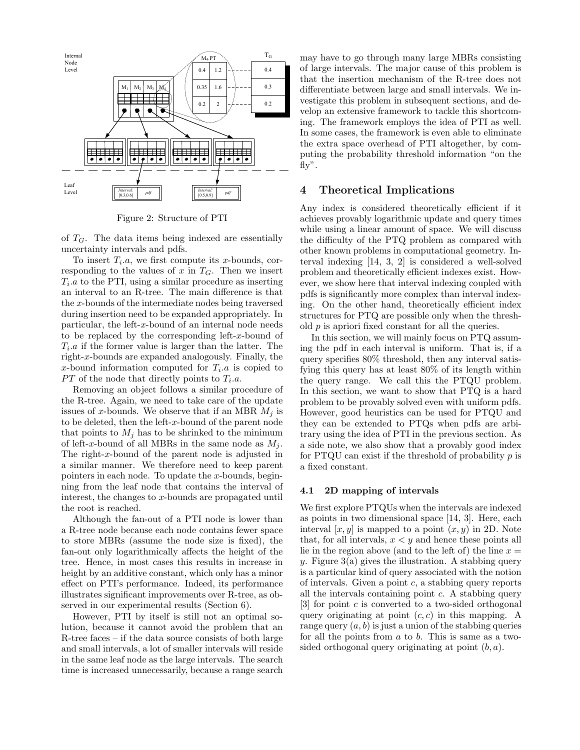Figure 2: Structure of PTI

of $T_G$. The data items being indexed are essentially uncertainty intervals and pdfs.

To insert $T_i.a$, we first compute its $x$-bounds, corresponding to the values of $x$ in $T_G$. Then we insert $T_i.a$ to the PTI, using a similar procedure as inserting an interval to an R-tree. The main difference is that the $x$-bounds of the intermediate nodes being traversed during insertion need to be expanded appropriately. In particular, the left-$x$-bound of an internal node needs to be replaced by the corresponding left-$x$-bound of $T_i.a$ if the former value is larger than the latter. The right-$x$-bounds are expanded analogously. Finally, the $x$-bound information computed for $T_i.a$ is copied to $PT$ of the node that directly points to $T_i.a$.

Removing an object follows a similar procedure of the R-tree. Again, we need to take care of the update issues of $x$-bounds. We observe that if an MBR $M_j$ is to be deleted, then the left-$x$-bound of the parent node that points to $M_j$ has to be shrinked to the minimum of left-$x$-bound of all MBRs in the same node as $M_j$. The right-$x$-bound of the parent node is adjusted in a similar manner. We therefore need to keep parent pointers in each node. To update the $x$-bounds, beginning from the leaf node that contains the interval of interest, the changes to $x$-bounds are propagated until the root is reached.

Although the fan-out of a PTI node is lower than a R-tree node because each node contains fewer space to store MBRs (assume the node size is fixed), the fan-out only logarithmically affects the height of the tree. Hence, in most cases this results in increase in height by an additive constant, which only has a minor effect on PTI's performance. Indeed, its performance illustrates significant improvements over R-tree, as observed in our experimental results (Section 6).

However, PTI by itself is still not an optimal solution, because it cannot avoid the problem that an R-tree faces – if the data source consists of both large and small intervals, a lot of smaller intervals will reside in the same leaf node as the large intervals. The search time is increased unnecessarily, because a range search may have to go through many large MBRs consisting of large intervals. The major cause of this problem is that the insertion mechanism of the R-tree does not differentiate between large and small intervals. We investigate this problem in subsequent sections, and develop an extensive framework to tackle this shortcoming. The framework employs the idea of PTI as well. In some cases, the framework is even able to eliminate the extra space overhead of PTI altogether, by computing the probability threshold information "on the fly".

## 4 Theoretical Implications

Any index is considered theoretically efficient if it achieves provably logarithmic update and query times while using a linear amount of space. We will discuss the difficulty of the PTQ problem as compared with other known problems in computational geometry. Interval indexing [14, 3, 2] is considered a well-solved problem and theoretically efficient indexes exist. However, we show here that interval indexing coupled with pdfs is significantly more complex than interval indexing. On the other hand, theoretically efficient index structures for PTQ are possible only when the threshold $p$ is apriori fixed constant for all the queries.

In this section, we will mainly focus on PTQ assuming the pdf in each interval is uniform. That is, if a query specifies 80% threshold, then any interval satisfying this query has at least 80% of its length within the query range. We call this the PTQU problem. In this section, we want to show that PTQ is a hard problem to be provably solved even with uniform pdfs. However, good heuristics can be used for PTQU and they can be extended to PTQs when pdfs are arbitrary using the idea of PTI in the previous section. As a side note, we also show that a provably good index for PTQU can exist if the threshold of probability $p$ is a fixed constant.

### 4.1 2D mapping of intervals

We first explore PTQUs when the intervals are indexed as points in two dimensional space [14, 3]. Here, each interval $[x, y]$ is mapped to a point $(x, y)$ in 2D. Note that, for all intervals, $x < y$ and hence these points all lie in the region above (and to the left of) the line $x = y$. Figure 3(a) gives the illustration. A stabbing query is a particular kind of query associated with the notion of intervals. Given a point $c$, a stabbing query reports all the intervals containing point $c$. A stabbing query [3] for point $c$ is converted to a two-sided orthogonal query originating at point $(c, c)$ in this mapping. A range query $(a, b)$ is just a union of the stabbing queries for all the points from $a$ to $b$. This is same as a two-sided orthogonal query originating at point $(b, a)$.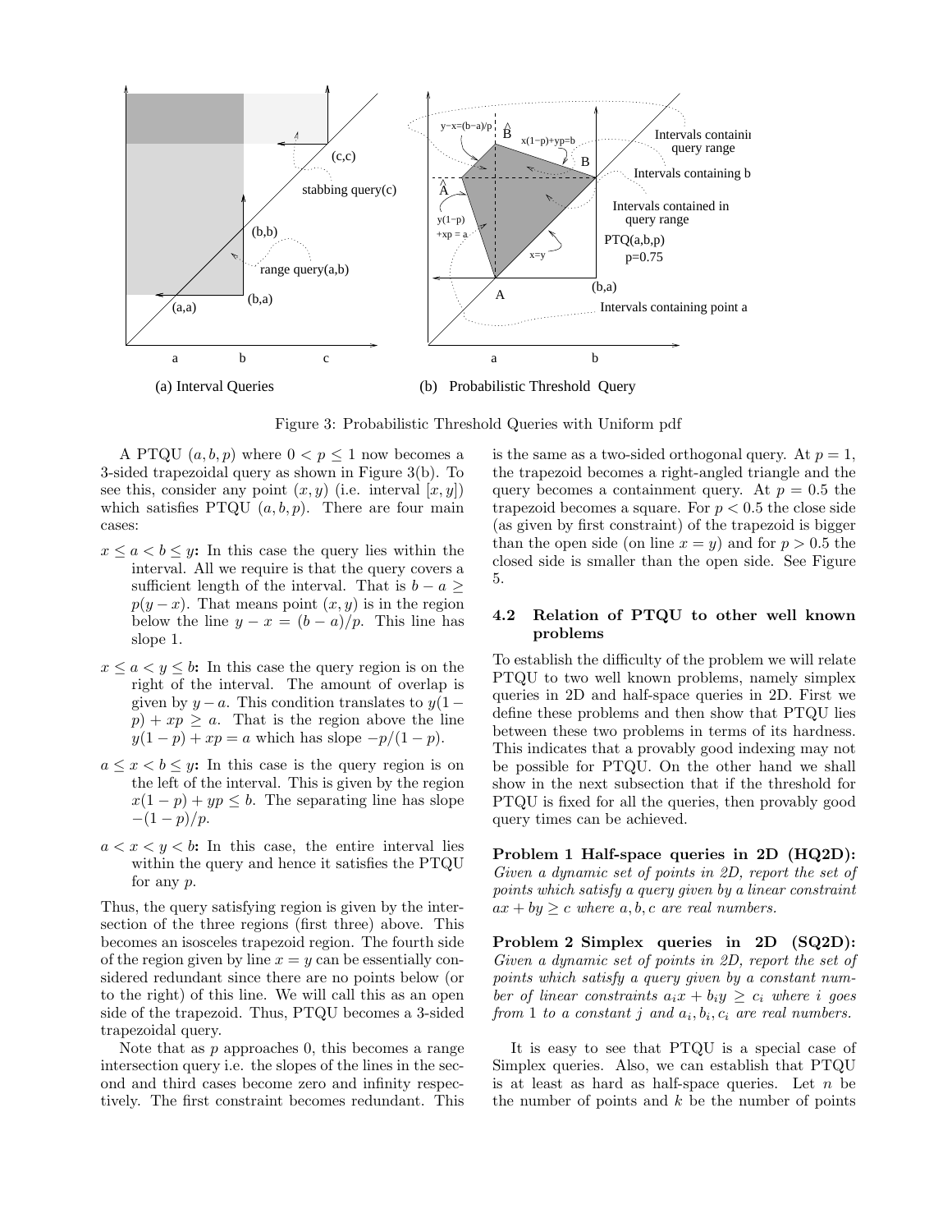Figure 3: Probabilistic Threshold Queries with Uniform pdf

A PTQU $(a, b, p)$ where $0 < p \leq 1$ now becomes a 3-sided trapezoidal query as shown in Figure 3(b). To see this, consider any point $(x, y)$ (i.e. interval $[x, y]$) which satisfies PTQU $(a, b, p)$. There are four main cases:

- **$x \leq a < b \leq y$:** In this case the query lies within the interval. All we require is that the query covers a sufficient length of the interval. That is $b - a \geq p(y - x)$. That means point $(x, y)$ is in the region below the line $y - x = (b - a)/p$. This line has slope 1.
- **$x \leq a < y \leq b$:** In this case the query region is on the right of the interval. The amount of overlap is given by $y - a$. This condition translates to $y(1 - p) + xp \geq a$. That is the region above the line $y(1 - p) + xp = a$ which has slope $-p/(1 - p)$.
- **$a \leq x < b \leq y$:** In this case is the query region is on the left of the interval. This is given by the region $x(1 - p) + yp \leq b$. The separating line has slope $-(1 - p)/p$.
- **$a < x < y < b$:** In this case, the entire interval lies within the query and hence it satisfies the PTQU for any $p$.

Thus, the query satisfying region is given by the intersection of the three regions (first three) above. This becomes an isosceles trapezoid region. The fourth side of the region given by line $x = y$ can be essentially considered redundant since there are no points below (or to the right) of this line. We will call this as an open side of the trapezoid. Thus, PTQU becomes a 3-sided trapezoidal query.

Note that as $p$ approaches 0, this becomes a range intersection query i.e. the slopes of the lines in the second and third cases become zero and infinity respectively. The first constraint becomes redundant. This is the same as a two-sided orthogonal query. At $p = 1$, the trapezoid becomes a right-angled triangle and the query becomes a containment query. At $p = 0.5$ the trapezoid becomes a square. For $p < 0.5$ the close side (as given by first constraint) of the trapezoid is bigger than the open side (on line $x = y$) and for $p > 0.5$ the closed side is smaller than the open side. See Figure 5.

### 4.2 Relation of PTQU to other well known problems

To establish the difficulty of the problem we will relate PTQU to two well known problems, namely simplex queries in 2D and half-space queries in 2D. First we define these problems and then show that PTQU lies between these two problems in terms of its hardness. This indicates that a provably good indexing may not be possible for PTQU. On the other hand we shall show in the next subsection that if the threshold for PTQU is fixed for all the queries, then provably good query times can be achieved.

**Problem 1 Half-space queries in 2D (HQ2D):** *Given a dynamic set of points in 2D, report the set of points which satisfy a query given by a linear constraint $ax + by \geq c$ where $a, b, c$ are real numbers.*

**Problem 2 Simplex queries in 2D (SQ2D):** *Given a dynamic set of points in 2D, report the set of points which satisfy a query given by a constant number of linear constraints $a_i x + b_i y \geq c_i$ where $i$ goes from 1 to a constant $j$ and $a_i, b_i, c_i$ are real numbers.*

It is easy to see that PTQU is a special case of Simplex queries. Also, we can establish that PTQU is at least as hard as half-space queries. Let $n$ be the number of points and $k$ be the number of points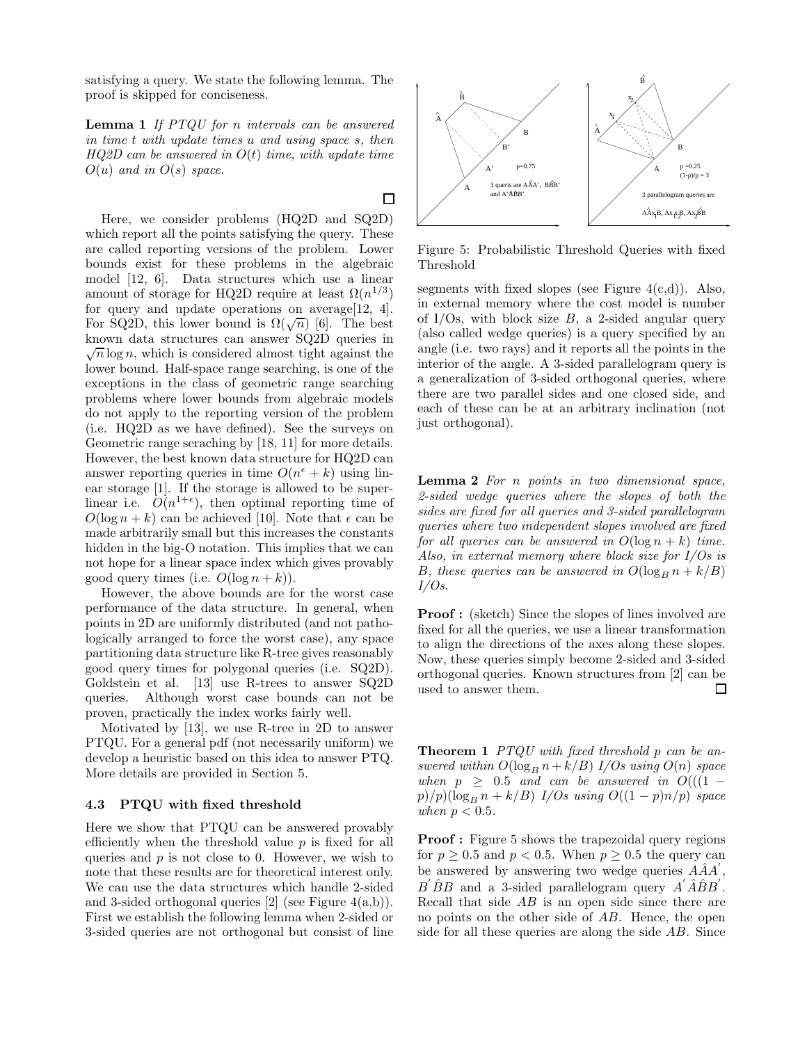satisfying a query. We state the following lemma. The proof is skipped for conciseness.

**Lemma 1** *If PTQU for n intervals can be answered in time t with update times u and using space s, then HQ2D can be answered in $O(t)$ time, with update time $O(u)$ and in $O(s)$ space.*

□

Here, we consider problems (HQ2D and SQ2D) which report all the points satisfying the query. These are called reporting versions of the problem. Lower bounds exist for these problems in the algebraic model [12, 6]. Data structures which use a linear amount of storage for HQ2D require at least $\Omega(n^{1/3})$ for query and update operations on average[12, 4]. For SQ2D, this lower bound is $\Omega(\sqrt{n})$ [6]. The best known data structures can answer SQ2D queries in $\sqrt{n}\log n$, which is considered almost tight against the lower bound. Half-space range searching, is one of the exceptions in the class of geometric range searching problems where lower bounds from algebraic models do not apply to the reporting version of the problem (i.e. HQ2D as we have defined). See the surveys on Geometric range seraching by [18, 11] for more details. However, the best known data structure for HQ2D can answer reporting queries in time $O(n^{\epsilon} + k)$ using linear storage [1]. If the storage is allowed to be super-linear i.e. $O(n^{1+\epsilon})$, then optimal reporting time of $O(\log n + k)$ can be achieved [10]. Note that $\epsilon$ can be made arbitrarily small but this increases the constants hidden in the big-O notation. This implies that we can not hope for a linear space index which gives provably good query times (i.e. $O(\log n + k)$).

However, the above bounds are for the worst case performance of the data structure. In general, when points in 2D are uniformly distributed (and not pathologically arranged to force the worst case), any space partitioning data structure like R-tree gives reasonably good query times for polygonal queries (i.e. SQ2D). Goldstein et al. [13] use R-trees to answer SQ2D queries. Although worst case bounds can not be proven, practically the index works fairly well.

Motivated by [13], we use R-tree in 2D to answer PTQU. For a general pdf (not necessarily uniform) we develop a heuristic based on this idea to answer PTQ. More details are provided in Section 5.

### 4.3 PTQU with fixed threshold

Here we show that PTQU can be answered provably efficiently when the threshold value $p$ is fixed for all queries and $p$ is not close to 0. However, we wish to note that these results are for theoretical interest only. We can use the data structures which handle 2-sided and 3-sided orthogonal queries [2] (see Figure 4(a,b)). First we establish the following lemma when 2-sided or 3-sided queries are not orthogonal but consist of line segments with fixed slopes (see Figure 4(c,d)). Also, in external memory where the cost model is number of I/Os, with block size $B$, a 2-sided angular query (also called wedge queries) is a query specified by an angle (i.e. two rays) and it reports all the points in the interior of the angle. A 3-sided parallelogram query is a generalization of 3-sided orthogonal queries, where there are two parallel sides and one closed side, and each of these can be at an arbitrary inclination (not just orthogonal).

Figure 5: Probabilistic Threshold Queries with fixed Threshold

**Lemma 2** *For n points in two dimensional space, 2-sided wedge queries where the slopes of both the sides are fixed for all queries and 3-sided parallelogram queries where two independent slopes involved are fixed for all queries can be answered in $O(\log n + k)$ time. Also, in external memory where block size for I/Os is B, these queries can be answered in $O(\log_B n + k/B)$ I/Os.*

**Proof :** (sketch) Since the slopes of lines involved are fixed for all the queries, we use a linear transformation to align the directions of the axes along these slopes. Now, these queries simply become 2-sided and 3-sided orthogonal queries. Known structures from [2] can be used to answer them. □

**Theorem 1** *PTQU with fixed threshold p can be answered within $O(\log_B n + k/B)$ I/Os using $O(n)$ space when $p \geq 0.5$ and can be answered in $O(((1 - p)/p)(\log_B n + k/B)$ I/Os using $O((1 - p)n/p)$ space when $p < 0.5$.*

**Proof :** Figure 5 shows the trapezoidal query regions for $p \geq 0.5$ and $p < 0.5$. When $p \geq 0.5$ the query can be answered by answering two wedge queries $A\hat{A}A'$, $B'\hat{B}B$ and a 3-sided parallelogram query $A'\hat{A}\hat{B}B'$. Recall that side $AB$ is an open side since there are no points on the other side of $AB$. Hence, the open side for all these queries are along the side $AB$. Since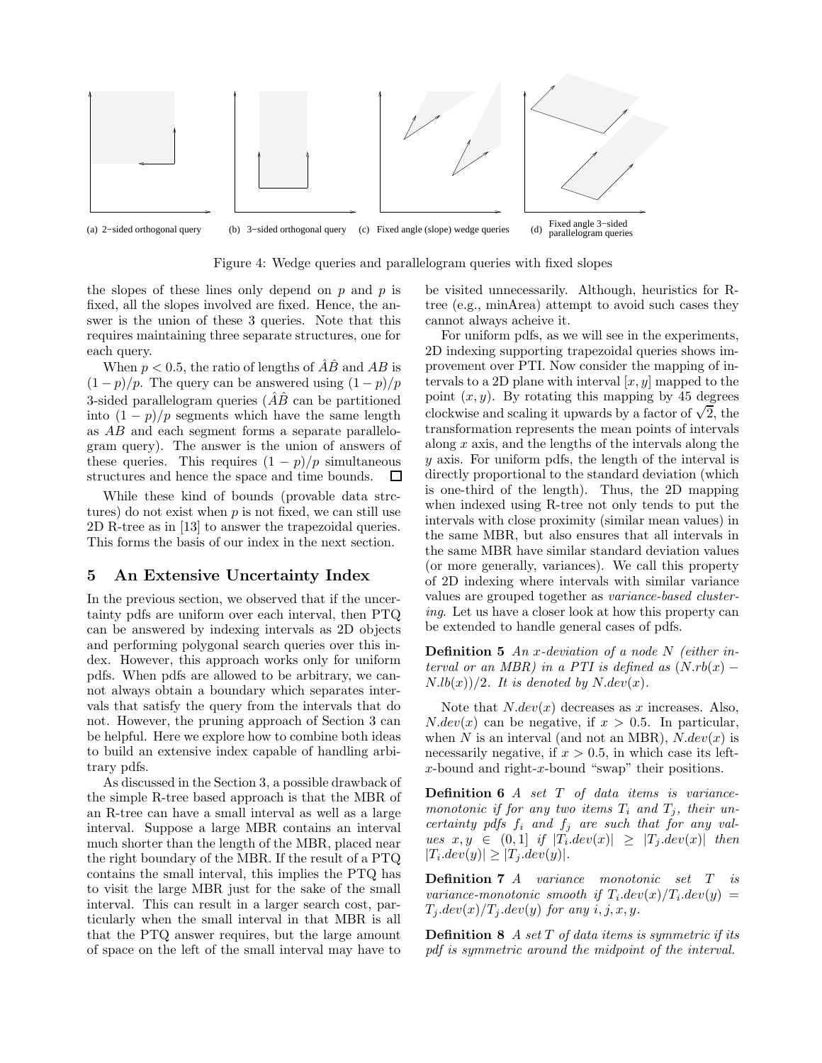(a) 2−sided orthogonal query (b) 3−sided orthogonal query (c) Fixed angle (slope) wedge queries (d) Fixed angle 3−sided parallelogram queries

Figure 4: Wedge queries and parallelogram queries with fixed slopes

the slopes of these lines only depend on $p$ and $p$ is fixed, all the slopes involved are fixed. Hence, the answer is the union of these 3 queries. Note that this requires maintaining three separate structures, one for each query.

When $p < 0.5$, the ratio of lengths of $\hat{A}\hat{B}$ and $AB$ is $(1-p)/p$. The query can be answered using $(1-p)/p$ 3-sided parallelogram queries ($\hat{A}\hat{B}$ can be partitioned into $(1-p)/p$ segments which have the same length as $AB$ and each segment forms a separate parallelogram query). The answer is the union of answers of these queries. This requires $(1-p)/p$ simultaneous structures and hence the space and time bounds. □

While these kind of bounds (provable data strctures) do not exist when $p$ is not fixed, we can still use 2D R-tree as in [13] to answer the trapezoidal queries. This forms the basis of our index in the next section.

## 5 An Extensive Uncertainty Index

In the previous section, we observed that if the uncertainty pdfs are uniform over each interval, then PTQ can be answered by indexing intervals as 2D objects and performing polygonal search queries over this index. However, this approach works only for uniform pdfs. When pdfs are allowed to be arbitrary, we cannot always obtain a boundary which separates intervals that satisfy the query from the intervals that do not. However, the pruning approach of Section 3 can be helpful. Here we explore how to combine both ideas to build an extensive index capable of handling arbitrary pdfs.

As discussed in the Section 3, a possible drawback of the simple R-tree based approach is that the MBR of an R-tree can have a small interval as well as a large interval. Suppose a large MBR contains an interval much shorter than the length of the MBR, placed near the right boundary of the MBR. If the result of a PTQ contains the small interval, this implies the PTQ has to visit the large MBR just for the sake of the small interval. This can result in a larger search cost, particularly when the small interval in that MBR is all that the PTQ answer requires, but the large amount of space on the left of the small interval may have to be visited unnecessarily. Although, heuristics for R-tree (e.g., minArea) attempt to avoid such cases they cannot always acheive it.

For uniform pdfs, as we will see in the experiments, 2D indexing supporting trapezoidal queries shows improvement over PTI. Now consider the mapping of intervals to a 2D plane with interval $[x, y]$ mapped to the point $(x, y)$. By rotating this mapping by 45 degrees clockwise and scaling it upwards by a factor of $\sqrt{2}$, the transformation represents the mean points of intervals along $x$ axis, and the lengths of the intervals along the $y$ axis. For uniform pdfs, the length of the interval is directly proportional to the standard deviation (which is one-third of the length). Thus, the 2D mapping when indexed using R-tree not only tends to put the intervals with close proximity (similar mean values) in the same MBR, but also ensures that all intervals in the same MBR have similar standard deviation values (or more generally, variances). We call this property of 2D indexing where intervals with similar variance values are grouped together as *variance-based clustering*. Let us have a closer look at how this property can be extended to handle general cases of pdfs.

**Definition 5** *An x-deviation of a node N (either interval or an MBR) in a PTI is defined as $(N.rb(x) - N.lb(x))/2$. It is denoted by $N.dev(x)$.*

Note that $N.dev(x)$ decreases as $x$ increases. Also, $N.dev(x)$ can be negative, if $x > 0.5$. In particular, when $N$ is an interval (and not an MBR), $N.dev(x)$ is necessarily negative, if $x > 0.5$, in which case its left-$x$-bound and right-$x$-bound "swap" their positions.

**Definition 6** *A set $T$ of data items is variance-monotonic if for any two items $T_i$ and $T_j$, their uncertainty pdfs $f_i$ and $f_j$ are such that for any values $x, y \in (0, 1]$ if $|T_i.dev(x)| \geq |T_j.dev(x)|$ then $|T_i.dev(y)| \geq |T_j.dev(y)|$.*

**Definition 7** *A variance monotonic set $T$ is variance-monotonic smooth if $T_i.dev(x)/T_i.dev(y) = T_j.dev(x)/T_j.dev(y)$ for any $i, j, x, y$.*

**Definition 8** *A set $T$ of data items is symmetric if its pdf is symmetric around the midpoint of the interval.*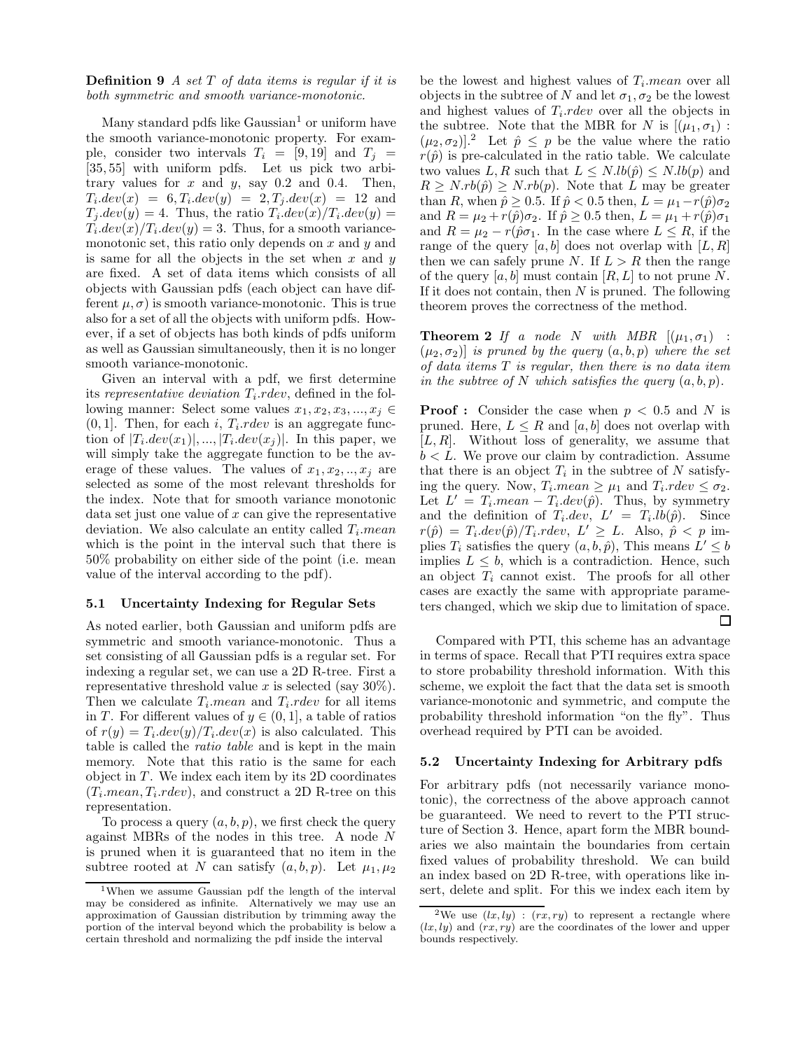**Definition 9** *A set $T$ of data items is regular if it is both symmetric and smooth variance-monotonic.*

Many standard pdfs like Gaussian[1] or uniform have the smooth variance-monotonic property. For example, consider two intervals $T_i = [9, 19]$ and $T_j = [35, 55]$ with uniform pdfs. Let us pick two arbitrary values for $x$ and $y$, say 0.2 and 0.4. Then, $T_i.dev(x) = 6, T_i.dev(y) = 2, T_j.dev(x) = 12$ and $T_j.dev(y) = 4$. Thus, the ratio $T_i.dev(x)/T_i.dev(y) = T_i.dev(x)/T_i.dev(y) = 3$. Thus, for a smooth variance-monotonic set, this ratio only depends on $x$ and $y$ and is same for all the objects in the set when $x$ and $y$ are fixed. A set of data items which consists of all objects with Gaussian pdfs (each object can have different $\mu, \sigma$) is smooth variance-monotonic. This is true also for a set of all the objects with uniform pdfs. However, if a set of objects has both kinds of pdfs uniform as well as Gaussian simultaneously, then it is no longer smooth variance-monotonic.

Given an interval with a pdf, we first determine its *representative deviation* $T_i.rdev$, defined in the following manner: Select some values $x_1, x_2, x_3, ..., x_j \in (0, 1]$. Then, for each $i$, $T_i.rdev$ is an aggregate function of $|T_i.dev(x_1)|, ..., |T_i.dev(x_j)|$. In this paper, we will simply take the aggregate function to be the average of these values. The values of $x_1, x_2, .., x_j$ are selected as some of the most relevant thresholds for the index. Note that for smooth variance monotonic data set just one value of $x$ can give the representative deviation. We also calculate an entity called $T_i.mean$ which is the point in the interval such that there is 50% probability on either side of the point (i.e. mean value of the interval according to the pdf).

### 5.1 Uncertainty Indexing for Regular Sets

As noted earlier, both Gaussian and uniform pdfs are symmetric and smooth variance-monotonic. Thus a set consisting of all Gaussian pdfs is a regular set. For indexing a regular set, we can use a 2D R-tree. First a representative threshold value $x$ is selected (say 30%). Then we calculate $T_i.mean$ and $T_i.rdev$ for all items in $T$. For different values of $y \in (0, 1]$, a table of ratios of $r(y) = T_i.dev(y)/T_i.dev(x)$ is also calculated. This table is called the *ratio table* and is kept in the main memory. Note that this ratio is the same for each object in $T$. We index each item by its 2D coordinates $(T_i.mean, T_i.rdev)$, and construct a 2D R-tree on this representation.

To process a query $(a, b, p)$, we first check the query against MBRs of the nodes in this tree. A node $N$ is pruned when it is guaranteed that no item in the subtree rooted at $N$ can satisfy $(a, b, p)$. Let $\mu_1, \mu_2$ be the lowest and highest values of $T_i.mean$ over all objects in the subtree of $N$ and let $\sigma_1, \sigma_2$ be the lowest and highest values of $T_i.rdev$ over all the objects in the subtree. Note that the MBR for $N$ is $[(\mu_1, \sigma_1) : (\mu_2, \sigma_2)]$.[2] Let $\hat{p} \leq p$ be the value where the ratio $r(\hat{p})$ is pre-calculated in the ratio table. We calculate two values $L, R$ such that $L \leq N.lb(\hat{p}) \leq N.lb(p)$ and $R \geq N.rb(\hat{p}) \geq N.rb(p)$. Note that $L$ may be greater than $R$, when $\hat{p} \geq 0.5$. If $\hat{p} < 0.5$ then, $L = \mu_1 - r(\hat{p})\sigma_2$ and $R = \mu_2 + r(\hat{p})\sigma_2$. If $\hat{p} \geq 0.5$ then, $L = \mu_1 + r(\hat{p})\sigma_1$ and $R = \mu_2 - r(\hat{p}\sigma_1$. In the case where $L \leq R$, if the range of the query $[a, b]$ does not overlap with $[L, R]$ then we can safely prune $N$. If $L > R$ then the range of the query $[a, b]$ must contain $[R, L]$ to not prune $N$. If it does not contain, then $N$ is pruned. The following theorem proves the correctness of the method.

**Theorem 2** *If a node $N$ with MBR $[(\mu_1, \sigma_1) : (\mu_2, \sigma_2)]$ is pruned by the query $(a, b, p)$ where the set of data items $T$ is regular, then there is no data item in the subtree of $N$ which satisfies the query $(a, b, p)$.*

**Proof :** Consider the case when $p < 0.5$ and $N$ is pruned. Here, $L \leq R$ and $[a, b]$ does not overlap with $[L, R]$. Without loss of generality, we assume that $b < L$. We prove our claim by contradiction. Assume that there is an object $T_i$ in the subtree of $N$ satisfying the query. Now, $T_i.mean \geq \mu_1$ and $T_i.rdev \leq \sigma_2$. Let $L' = T_i.mean - T_i.dev(\hat{p})$. Thus, by symmetry and the definition of $T_i.dev$, $L' = T_i.lb(\hat{p})$. Since $r(\hat{p}) = T_i.dev(\hat{p})/T_i.rdev$, $L' \geq L$. Also, $\hat{p} < p$ implies $T_i$ satisfies the query $(a, b, \hat{p})$, This means $L' \leq b$ implies $L \leq b$, which is a contradiction. Hence, such an object $T_i$ cannot exist. The proofs for all other cases are exactly the same with appropriate parameters changed, which we skip due to limitation of space. □

Compared with PTI, this scheme has an advantage in terms of space. Recall that PTI requires extra space to store probability threshold information. With this scheme, we exploit the fact that the data set is smooth variance-monotonic and symmetric, and compute the probability threshold information "on the fly". Thus overhead required by PTI can be avoided.

### 5.2 Uncertainty Indexing for Arbitrary pdfs

For arbitrary pdfs (not necessarily variance monotonic), the correctness of the above approach cannot be guaranteed. We need to revert to the PTI structure of Section 3. Hence, apart form the MBR boundaries we also maintain the boundaries from certain fixed values of probability threshold. We can build an index based on 2D R-tree, with operations like insert, delete and split. For this we index each item by

---

[1] When we assume Gaussian pdf the length of the interval may be considered as infinite. Alternatively we may use an approximation of Gaussian distribution by trimming away the portion of the interval beyond which the probability is below a certain threshold and normalizing the pdf inside the interval

[2] We use $(lx, ly) : (rx, ry)$ to represent a rectangle where $(lx, ly)$ and $(rx, ry)$ are the coordinates of the lower and upper bounds respectively.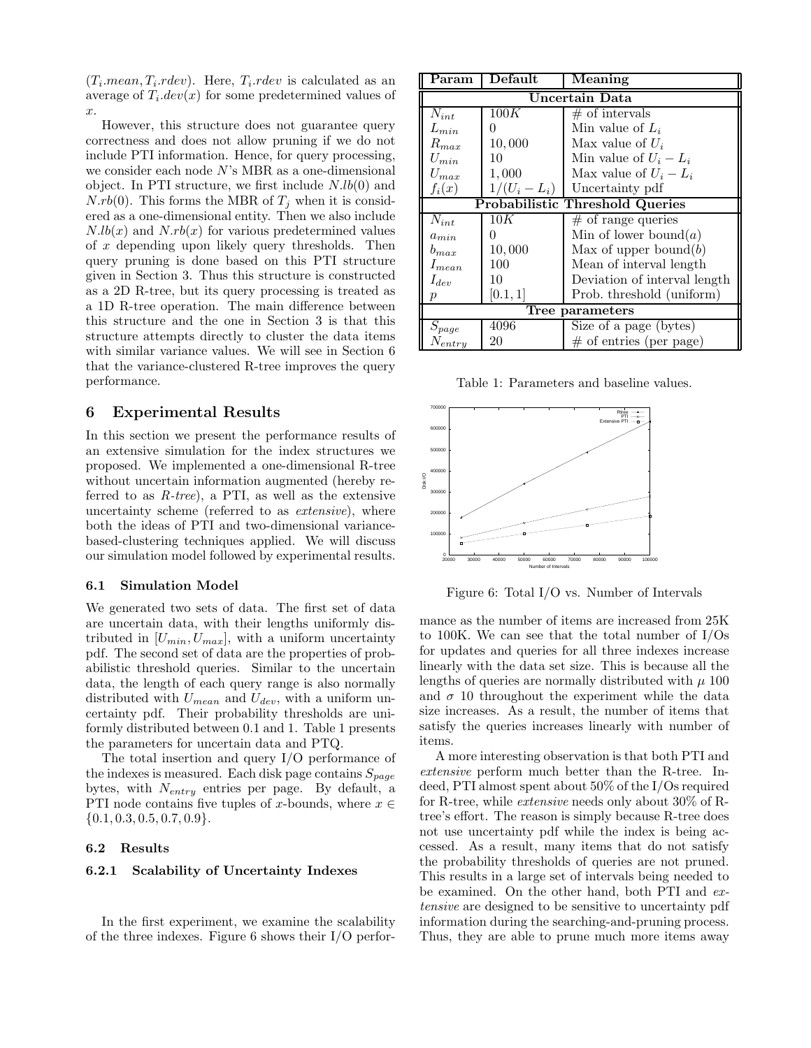$(T_i.mean, T_i.rdev)$. Here, $T_i.rdev$ is calculated as an average of $T_i.dev(x)$ for some predetermined values of $x$.

However, this structure does not guarantee query correctness and does not allow pruning if we do not include PTI information. Hence, for query processing, we consider each node $N$'s MBR as a one-dimensional object. In PTI structure, we first include $N.lb(0)$ and $N.rb(0)$. This forms the MBR of $T_j$ when it is considered as a one-dimensional entity. Then we also include $N.lb(x)$ and $N.rb(x)$ for various predetermined values of $x$ depending upon likely query thresholds. Then query pruning is done based on this PTI structure given in Section 3. Thus this structure is constructed as a 2D R-tree, but its query processing is treated as a 1D R-tree operation. The main difference between this structure and the one in Section 3 is that this structure attempts directly to cluster the data items with similar variance values. We will see in Section 6 that the variance-clustered R-tree improves the query performance.

## 6 Experimental Results

In this section we present the performance results of an extensive simulation for the index structures we proposed. We implemented a one-dimensional R-tree without uncertain information augmented (hereby referred to as *R-tree*), a PTI, as well as the extensive uncertainty scheme (referred to as *extensive*), where both the ideas of PTI and two-dimensional variance-based-clustering techniques applied. We will discuss our simulation model followed by experimental results.

### 6.1 Simulation Model

We generated two sets of data. The first set of data are uncertain data, with their lengths uniformly distributed in $[U_{min}, U_{max}]$, with a uniform uncertainty pdf. The second set of data are the properties of probabilistic threshold queries. Similar to the uncertain data, the length of each query range is also normally distributed with $U_{mean}$ and $U_{dev}$, with a uniform uncertainty pdf. Their probability thresholds are uniformly distributed between 0.1 and 1. Table 1 presents the parameters for uncertain data and PTQ.

The total insertion and query I/O performance of the indexes is measured. Each disk page contains $S_{page}$ bytes, with $N_{entry}$ entries per page. By default, a PTI node contains five tuples of $x$-bounds, where $x \in \{0.1, 0.3, 0.5, 0.7, 0.9\}$.

| Param | Default | Meaning |
|---|---|---|
| **Uncertain Data** | | |
| $N_{int}$ | $100K$ | # of intervals |
| $L_{min}$ | 0 | Min value of $L_i$ |
| $R_{max}$ | $10,000$ | Max value of $U_i$ |
| $U_{min}$ | 10 | Min value of $U_i - L_i$ |
| $U_{max}$ | $1,000$ | Max value of $U_i - L_i$ |
| $f_i(x)$ | $1/(U_i - L_i)$ | Uncertainty pdf |
| **Probabilistic Threshold Queries** | | |
| $N_{int}$ | $10K$ | # of range queries |
| $a_{min}$ | 0 | Min of lower bound($a$) |
| $b_{max}$ | $10,000$ | Max of upper bound($b$) |
| $I_{mean}$ | 100 | Mean of interval length |
| $I_{dev}$ | 10 | Deviation of interval length |
| $p$ | $[0.1, 1]$ | Prob. threshold (uniform) |
| **Tree parameters** | | |
| $S_{page}$ | 4096 | Size of a page (bytes) |
| $N_{entry}$ | 20 | # of entries (per page) |

Table 1: Parameters and baseline values.

Figure 6: Total I/O vs. Number of Intervals

### 6.2 Results

#### 6.2.1 Scalability of Uncertainty Indexes

In the first experiment, we examine the scalability of the three indexes. Figure 6 shows their I/O performance as the number of items are increased from 25K to 100K. We can see that the total number of I/Os for updates and queries for all three indexes increase linearly with the data set size. This is because all the lengths of queries are normally distributed with $\mu$ 100 and $\sigma$ 10 throughout the experiment while the data size increases. As a result, the number of items that satisfy the queries increases linearly with number of items.

A more interesting observation is that both PTI and *extensive* perform much better than the R-tree. Indeed, PTI almost spent about 50% of the I/Os required for R-tree, while *extensive* needs only about 30% of R-tree's effort. The reason is simply because R-tree does not use uncertainty pdf while the index is being accessed. As a result, many items that do not satisfy the probability thresholds of queries are not pruned. This results in a large set of intervals being needed to be examined. On the other hand, both PTI and *extensive* are designed to be sensitive to uncertainty pdf information during the searching-and-pruning process. Thus, they are able to prune much more items away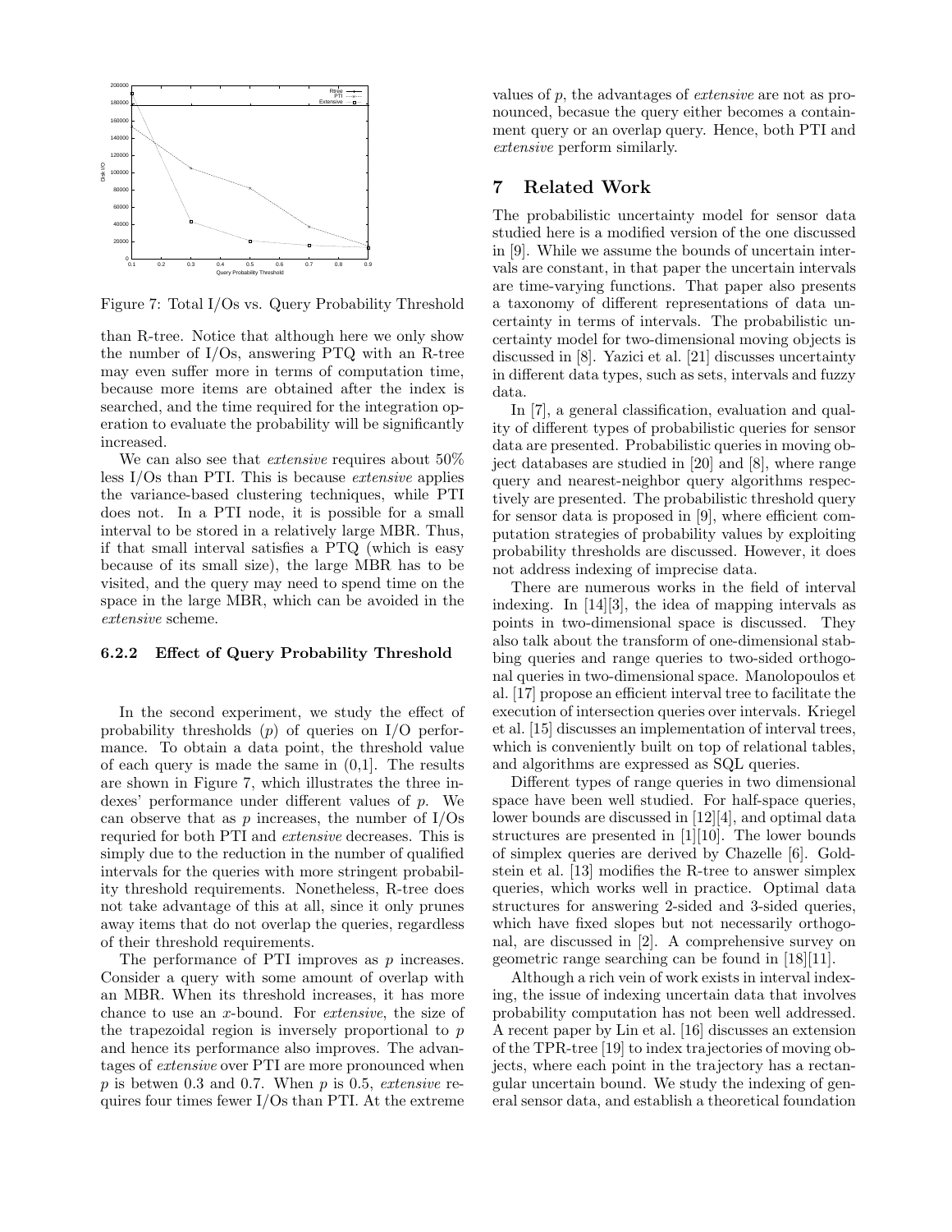Figure 7: Total I/Os vs. Query Probability Threshold

than R-tree. Notice that although here we only show the number of I/Os, answering PTQ with an R-tree may even suffer more in terms of computation time, because more items are obtained after the index is searched, and the time required for the integration operation to evaluate the probability will be significantly increased.

We can also see that *extensive* requires about 50% less I/Os than PTI. This is because *extensive* applies the variance-based clustering techniques, while PTI does not. In a PTI node, it is possible for a small interval to be stored in a relatively large MBR. Thus, if that small interval satisfies a PTQ (which is easy because of its small size), the large MBR has to be visited, and the query may need to spend time on the space in the large MBR, which can be avoided in the *extensive* scheme.

#### 6.2.2 Effect of Query Probability Threshold

In the second experiment, we study the effect of probability thresholds ($p$) of queries on I/O performance. To obtain a data point, the threshold value of each query is made the same in (0,1]. The results are shown in Figure 7, which illustrates the three indexes' performance under different values of $p$. We can observe that as $p$ increases, the number of I/Os requried for both PTI and *extensive* decreases. This is simply due to the reduction in the number of qualified intervals for the queries with more stringent probability threshold requirements. Nonetheless, R-tree does not take advantage of this at all, since it only prunes away items that do not overlap the queries, regardless of their threshold requirements.

The performance of PTI improves as $p$ increases. Consider a query with some amount of overlap with an MBR. When its threshold increases, it has more chance to use an $x$-bound. For *extensive*, the size of the trapezoidal region is inversely proportional to $p$ and hence its performance also improves. The advantages of *extensive* over PTI are more pronounced when $p$ is betwen 0.3 and 0.7. When $p$ is 0.5, *extensive* requires four times fewer I/Os than PTI. At the extreme values of $p$, the advantages of *extensive* are not as pronounced, becasue the query either becomes a containment query or an overlap query. Hence, both PTI and *extensive* perform similarly.

## 7 Related Work

The probabilistic uncertainty model for sensor data studied here is a modified version of the one discussed in [9]. While we assume the bounds of uncertain intervals are constant, in that paper the uncertain intervals are time-varying functions. That paper also presents a taxonomy of different representations of data uncertainty in terms of intervals. The probabilistic uncertainty model for two-dimensional moving objects is discussed in [8]. Yazici et al. [21] discusses uncertainty in different data types, such as sets, intervals and fuzzy data.

In [7], a general classification, evaluation and quality of different types of probabilistic queries for sensor data are presented. Probabilistic queries in moving object databases are studied in [20] and [8], where range query and nearest-neighbor query algorithms respectively are presented. The probabilistic threshold query for sensor data is proposed in [9], where efficient computation strategies of probability values by exploiting probability thresholds are discussed. However, it does not address indexing of imprecise data.

There are numerous works in the field of interval indexing. In [14][3], the idea of mapping intervals as points in two-dimensional space is discussed. They also talk about the transform of one-dimensional stabbing queries and range queries to two-sided orthogonal queries in two-dimensional space. Manolopoulos et al. [17] propose an efficient interval tree to facilitate the execution of intersection queries over intervals. Kriegel et al. [15] discusses an implementation of interval trees, which is conveniently built on top of relational tables, and algorithms are expressed as SQL queries.

Different types of range queries in two dimensional space have been well studied. For half-space queries, lower bounds are discussed in [12][4], and optimal data structures are presented in [1][10]. The lower bounds of simplex queries are derived by Chazelle [6]. Goldstein et al. [13] modifies the R-tree to answer simplex queries, which works well in practice. Optimal data structures for answering 2-sided and 3-sided queries, which have fixed slopes but not necessarily orthogonal, are discussed in [2]. A comprehensive survey on geometric range searching can be found in [18][11].

Although a rich vein of work exists in interval indexing, the issue of indexing uncertain data that involves probability computation has not been well addressed. A recent paper by Lin et al. [16] discusses an extension of the TPR-tree [19] to index trajectories of moving objects, where each point in the trajectory has a rectangular uncertain bound. We study the indexing of general sensor data, and establish a theoretical foundation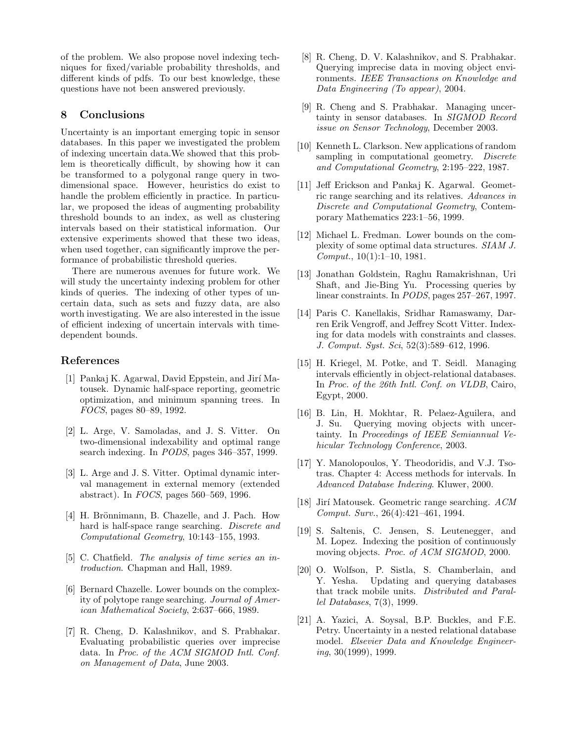of the problem. We also propose novel indexing techniques for fixed/variable probability thresholds, and different kinds of pdfs. To our best knowledge, these questions have not been answered previously.

## 8 Conclusions

Uncertainty is an important emerging topic in sensor databases. In this paper we investigated the problem of indexing uncertain data.We showed that this problem is theoretically difficult, by showing how it can be transformed to a polygonal range query in two-dimensional space. However, heuristics do exist to handle the problem efficiently in practice. In particular, we proposed the ideas of augmenting probability threshold bounds to an index, as well as clustering intervals based on their statistical information. Our extensive experiments showed that these two ideas, when used together, can significantly improve the performance of probabilistic threshold queries.

There are numerous avenues for future work. We will study the uncertainty indexing problem for other kinds of queries. The indexing of other types of uncertain data, such as sets and fuzzy data, are also worth investigating. We are also interested in the issue of efficient indexing of uncertain intervals with time-dependent bounds.

## References

[1] Pankaj K. Agarwal, David Eppstein, and Jirí Matousek. Dynamic half-space reporting, geometric optimization, and minimum spanning trees. In *FOCS*, pages 80–89, 1992.

[2] L. Arge, V. Samoladas, and J. S. Vitter. On two-dimensional indexability and optimal range search indexing. In *PODS*, pages 346–357, 1999.

[3] L. Arge and J. S. Vitter. Optimal dynamic interval management in external memory (extended abstract). In *FOCS*, pages 560–569, 1996.

[4] H. Brönnimann, B. Chazelle, and J. Pach. How hard is half-space range searching. *Discrete and Computational Geometry*, 10:143–155, 1993.

[5] C. Chatfield. *The analysis of time series an introduction*. Chapman and Hall, 1989.

[6] Bernard Chazelle. Lower bounds on the complexity of polytope range searching. *Journal of American Mathematical Society*, 2:637–666, 1989.

[7] R. Cheng, D. Kalashnikov, and S. Prabhakar. Evaluating probabilistic queries over imprecise data. In *Proc. of the ACM SIGMOD Intl. Conf. on Management of Data*, June 2003.

[8] R. Cheng, D. V. Kalashnikov, and S. Prabhakar. Querying imprecise data in moving object environments. *IEEE Transactions on Knowledge and Data Engineering (To appear)*, 2004.

[9] R. Cheng and S. Prabhakar. Managing uncertainty in sensor databases. In *SIGMOD Record issue on Sensor Technology*, December 2003.

[10] Kenneth L. Clarkson. New applications of random sampling in computational geometry. *Discrete and Computational Geometry*, 2:195–222, 1987.

[11] Jeff Erickson and Pankaj K. Agarwal. Geometric range searching and its relatives. *Advances in Discrete and Computational Geometry*, Contemporary Mathematics 223:1–56, 1999.

[12] Michael L. Fredman. Lower bounds on the complexity of some optimal data structures. *SIAM J. Comput.*, 10(1):1–10, 1981.

[13] Jonathan Goldstein, Raghu Ramakrishnan, Uri Shaft, and Jie-Bing Yu. Processing queries by linear constraints. In *PODS*, pages 257–267, 1997.

[14] Paris C. Kanellakis, Sridhar Ramaswamy, Darren Erik Vengroff, and Jeffrey Scott Vitter. Indexing for data models with constraints and classes. *J. Comput. Syst. Sci*, 52(3):589–612, 1996.

[15] H. Kriegel, M. Potke, and T. Seidl. Managing intervals efficiently in object-relational databases. In *Proc. of the 26th Intl. Conf. on VLDB*, Cairo, Egypt, 2000.

[16] B. Lin, H. Mokhtar, R. Pelaez-Aguilera, and J. Su. Querying moving objects with uncertainty. In *Proceedings of IEEE Semiannual Vehicular Technology Conference*, 2003.

[17] Y. Manolopoulos, Y. Theodoridis, and V.J. Tsotras. Chapter 4: Access methods for intervals. In *Advanced Database Indexing*. Kluwer, 2000.

[18] Jirí Matousek. Geometric range searching. *ACM Comput. Surv.*, 26(4):421–461, 1994.

[19] S. Saltenis, C. Jensen, S. Leutenegger, and M. Lopez. Indexing the position of continuously moving objects. *Proc. of ACM SIGMOD*, 2000.

[20] O. Wolfson, P. Sistla, S. Chamberlain, and Y. Yesha. Updating and querying databases that track mobile units. *Distributed and Parallel Databases*, 7(3), 1999.

[21] A. Yazici, A. Soysal, B.P. Buckles, and F.E. Petry. Uncertainty in a nested relational database model. *Elsevier Data and Knowledge Engineering*, 30(1999), 1999.